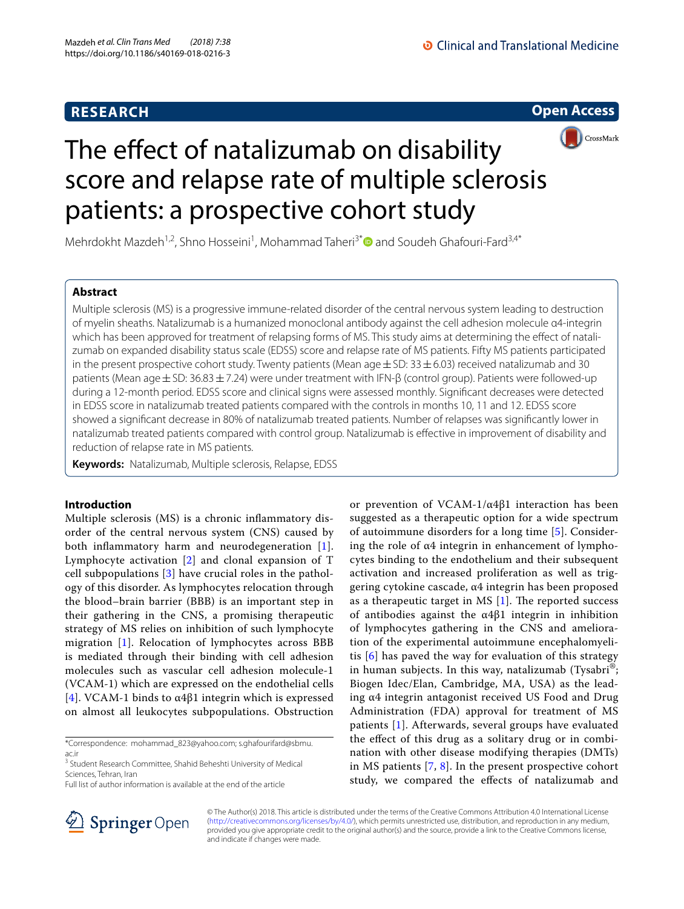**RESEARCH** **Open Access**

# The effect of natalizumab on disability score and relapse rate of multiple sclerosis patients: a prospective cohort study

Mehrdokht Mazdeh[1,2], Shno Hosseini[1], Mohammad Taheri[3*] and Soudeh Ghafouri-Fard[3,4*]

## Abstract

Multiple sclerosis (MS) is a progressive immune-related disorder of the central nervous system leading to destruction of myelin sheaths. Natalizumab is a humanized monoclonal antibody against the cell adhesion molecule α4-integrin which has been approved for treatment of relapsing forms of MS. This study aims at determining the effect of natalizumab on expanded disability status scale (EDSS) score and relapse rate of MS patients. Fifty MS patients participated in the present prospective cohort study. Twenty patients (Mean age ± SD: 33 ± 6.03) received natalizumab and 30 patients (Mean age ± SD: 36.83 ± 7.24) were under treatment with IFN-β (control group). Patients were followed-up during a 12-month period. EDSS score and clinical signs were assessed monthly. Significant decreases were detected in EDSS score in natalizumab treated patients compared with the controls in months 10, 11 and 12. EDSS score showed a significant decrease in 80% of natalizumab treated patients. Number of relapses was significantly lower in natalizumab treated patients compared with control group. Natalizumab is effective in improvement of disability and reduction of relapse rate in MS patients.

**Keywords:** Natalizumab, Multiple sclerosis, Relapse, EDSS

## Introduction

Multiple sclerosis (MS) is a chronic inflammatory disorder of the central nervous system (CNS) caused by both inflammatory harm and neurodegeneration [1]. Lymphocyte activation [2] and clonal expansion of T cell subpopulations [3] have crucial roles in the pathology of this disorder. As lymphocytes relocation through the blood–brain barrier (BBB) is an important step in their gathering in the CNS, a promising therapeutic strategy of MS relies on inhibition of such lymphocyte migration [1]. Relocation of lymphocytes across BBB is mediated through their binding with cell adhesion molecules such as vascular cell adhesion molecule-1 (VCAM-1) which are expressed on the endothelial cells [4]. VCAM-1 binds to α4β1 integrin which is expressed on almost all leukocytes subpopulations. Obstruction or prevention of VCAM-1/α4β1 interaction has been suggested as a therapeutic option for a wide spectrum of autoimmune disorders for a long time [5]. Considering the role of α4 integrin in enhancement of lymphocytes binding to the endothelium and their subsequent activation and increased proliferation as well as triggering cytokine cascade, α4 integrin has been proposed as a therapeutic target in MS [1]. The reported success of antibodies against the α4β1 integrin in inhibition of lymphocytes gathering in the CNS and amelioration of the experimental autoimmune encephalomyelitis [6] has paved the way for evaluation of this strategy in human subjects. In this way, natalizumab (Tysabri®; Biogen Idec/Elan, Cambridge, MA, USA) as the leading α4 integrin antagonist received US Food and Drug Administration (FDA) approval for treatment of MS patients [1]. Afterwards, several groups have evaluated the effect of this drug as a solitary drug or in combination with other disease modifying therapies (DMTs) in MS patients [7, 8]. In the present prospective cohort study, we compared the effects of natalizumab and

*Correspondence: mohammad_823@yahoo.com; s.ghafourifard@sbmu.ac.ir
[3] Student Research Committee, Shahid Beheshti University of Medical Sciences, Tehran, Iran
Full list of author information is available at the end of the article

© The Author(s) 2018. This article is distributed under the terms of the Creative Commons Attribution 4.0 International License (http://creativecommons.org/licenses/by/4.0/), which permits unrestricted use, distribution, and reproduction in any medium, provided you give appropriate credit to the original author(s) and the source, provide a link to the Creative Commons license, and indicate if changes were made.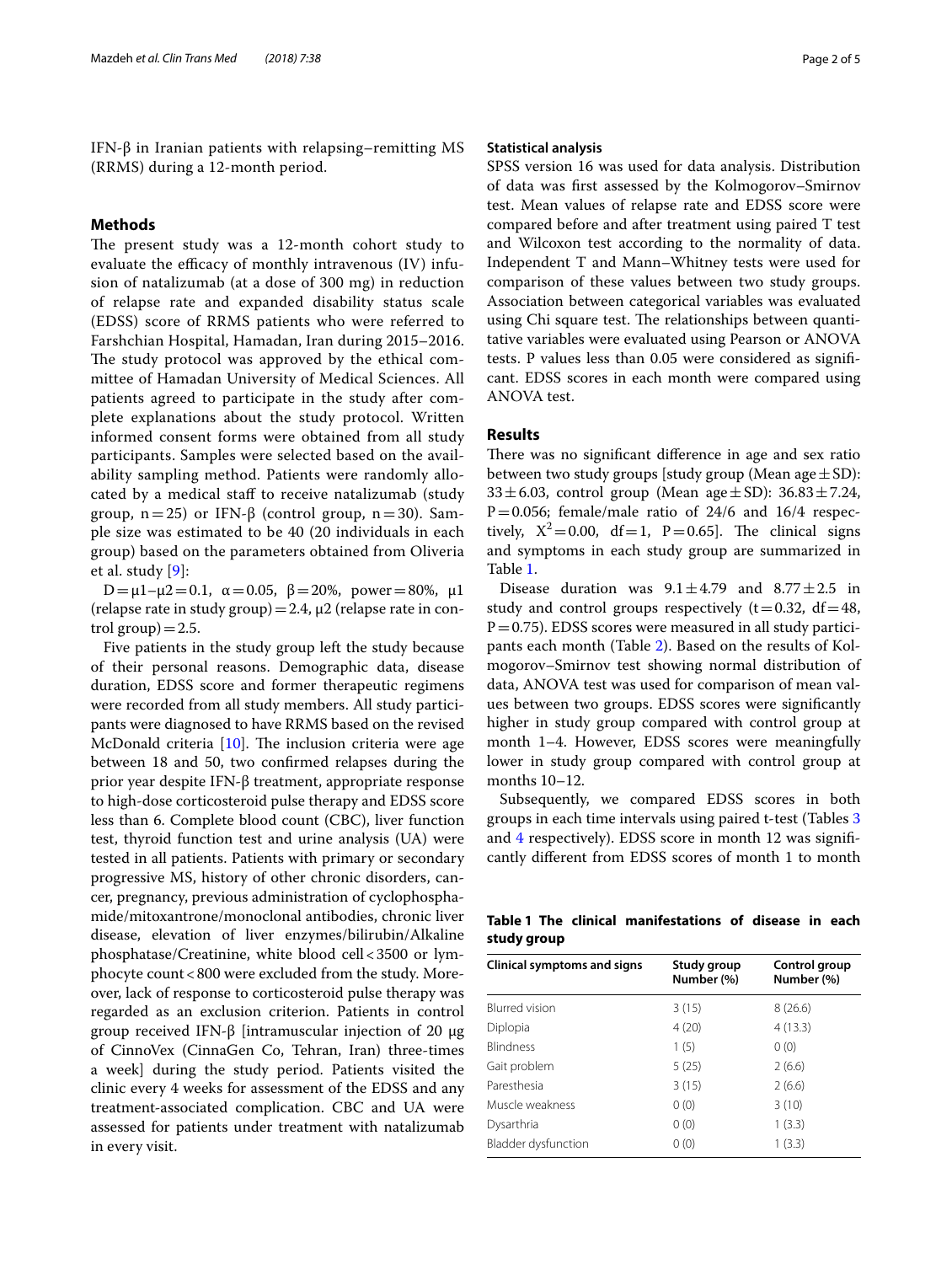IFN-β in Iranian patients with relapsing–remitting MS (RRMS) during a 12-month period.

## Methods

The present study was a 12-month cohort study to evaluate the efficacy of monthly intravenous (IV) infusion of natalizumab (at a dose of 300 mg) in reduction of relapse rate and expanded disability status scale (EDSS) score of RRMS patients who were referred to Farshchian Hospital, Hamadan, Iran during 2015–2016. The study protocol was approved by the ethical committee of Hamadan University of Medical Sciences. All patients agreed to participate in the study after complete explanations about the study protocol. Written informed consent forms were obtained from all study participants. Samples were selected based on the availability sampling method. Patients were randomly allocated by a medical staff to receive natalizumab (study group, n = 25) or IFN-β (control group, n = 30). Sample size was estimated to be 40 (20 individuals in each group) based on the parameters obtained from Oliveria et al. study [9]:

$D = \mu1 - \mu2 = 0.1$, $\alpha = 0.05$, $\beta = 20\%$, power = 80%, μ1 (relapse rate in study group) = 2.4, μ2 (relapse rate in control group) = 2.5.

Five patients in the study group left the study because of their personal reasons. Demographic data, disease duration, EDSS score and former therapeutic regimens were recorded from all study members. All study participants were diagnosed to have RRMS based on the revised McDonald criteria [10]. The inclusion criteria were age between 18 and 50, two confirmed relapses during the prior year despite IFN-β treatment, appropriate response to high-dose corticosteroid pulse therapy and EDSS score less than 6. Complete blood count (CBC), liver function test, thyroid function test and urine analysis (UA) were tested in all patients. Patients with primary or secondary progressive MS, history of other chronic disorders, cancer, pregnancy, previous administration of cyclophosphamide/mitoxantrone/monoclonal antibodies, chronic liver disease, elevation of liver enzymes/bilirubin/Alkaline phosphatase/Creatinine, white blood cell < 3500 or lymphocyte count < 800 were excluded from the study. Moreover, lack of response to corticosteroid pulse therapy was regarded as an exclusion criterion. Patients in control group received IFN-β [intramuscular injection of 20 µg of CinnoVex (CinnaGen Co, Tehran, Iran) three-times a week] during the study period. Patients visited the clinic every 4 weeks for assessment of the EDSS and any treatment-associated complication. CBC and UA were assessed for patients under treatment with natalizumab in every visit.

### Statistical analysis

SPSS version 16 was used for data analysis. Distribution of data was first assessed by the Kolmogorov–Smirnov test. Mean values of relapse rate and EDSS score were compared before and after treatment using paired T test and Wilcoxon test according to the normality of data. Independent T and Mann–Whitney tests were used for comparison of these values between two study groups. Association between categorical variables was evaluated using Chi square test. The relationships between quantitative variables were evaluated using Pearson or ANOVA tests. P values less than 0.05 were considered as significant. EDSS scores in each month were compared using ANOVA test.

## Results

There was no significant difference in age and sex ratio between two study groups [study group (Mean age ± SD): 33 ± 6.03, control group (Mean age ± SD): 36.83 ± 7.24, P = 0.056; female/male ratio of 24/6 and 16/4 respectively, $X^2 = 0.00$, df = 1, P = 0.65]. The clinical signs and symptoms in each study group are summarized in Table 1.

Disease duration was 9.1 ± 4.79 and 8.77 ± 2.5 in study and control groups respectively (t = 0.32, df = 48, P = 0.75). EDSS scores were measured in all study participants each month (Table 2). Based on the results of Kolmogorov–Smirnov test showing normal distribution of data, ANOVA test was used for comparison of mean values between two groups. EDSS scores were significantly higher in study group compared with control group at month 1–4. However, EDSS scores were meaningfully lower in study group compared with control group at months 10–12.

Subsequently, we compared EDSS scores in both groups in each time intervals using paired t-test (Tables 3 and 4 respectively). EDSS score in month 12 was significantly different from EDSS scores of month 1 to month

**Table 1 The clinical manifestations of disease in each study group**

| Clinical symptoms and signs | Study group Number (%) | Control group Number (%) |
|---|---|---|
| Blurred vision | 3 (15) | 8 (26.6) |
| Diplopia | 4 (20) | 4 (13.3) |
| Blindness | 1 (5) | 0 (0) |
| Gait problem | 5 (25) | 2 (6.6) |
| Paresthesia | 3 (15) | 2 (6.6) |
| Muscle weakness | 0 (0) | 3 (10) |
| Dysarthria | 0 (0) | 1 (3.3) |
| Bladder dysfunction | 0 (0) | 1 (3.3) |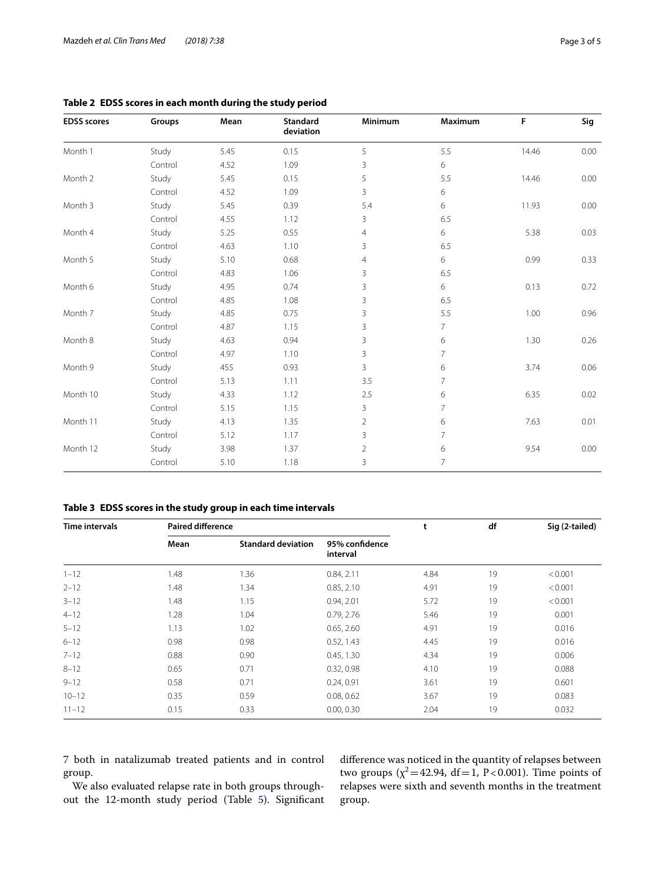**Table 2 EDSS scores in each month during the study period**

| EDSS scores | Groups | Mean | Standard deviation | Minimum | Maximum | F | Sig |
|---|---|---|---|---|---|---|---|
| Month 1 | Study | 5.45 | 0.15 | 5 | 5.5 | 14.46 | 0.00 |
| | Control | 4.52 | 1.09 | 3 | 6 | | |
| Month 2 | Study | 5.45 | 0.15 | 5 | 5.5 | 14.46 | 0.00 |
| | Control | 4.52 | 1.09 | 3 | 6 | | |
| Month 3 | Study | 5.45 | 0.39 | 5.4 | 6 | 11.93 | 0.00 |
| | Control | 4.55 | 1.12 | 3 | 6.5 | | |
| Month 4 | Study | 5.25 | 0.55 | 4 | 6 | 5.38 | 0.03 |
| | Control | 4.63 | 1.10 | 3 | 6.5 | | |
| Month 5 | Study | 5.10 | 0.68 | 4 | 6 | 0.99 | 0.33 |
| | Control | 4.83 | 1.06 | 3 | 6.5 | | |
| Month 6 | Study | 4.95 | 0.74 | 3 | 6 | 0.13 | 0.72 |
| | Control | 4.85 | 1.08 | 3 | 6.5 | | |
| Month 7 | Study | 4.85 | 0.75 | 3 | 5.5 | 1.00 | 0.96 |
| | Control | 4.87 | 1.15 | 3 | 7 | | |
| Month 8 | Study | 4.63 | 0.94 | 3 | 6 | 1.30 | 0.26 |
| | Control | 4.97 | 1.10 | 3 | 7 | | |
| Month 9 | Study | 455 | 0.93 | 3 | 6 | 3.74 | 0.06 |
| | Control | 5.13 | 1.11 | 3.5 | 7 | | |
| Month 10 | Study | 4.33 | 1.12 | 2.5 | 6 | 6.35 | 0.02 |
| | Control | 5.15 | 1.15 | 3 | 7 | | |
| Month 11 | Study | 4.13 | 1.35 | 2 | 6 | 7.63 | 0.01 |
| | Control | 5.12 | 1.17 | 3 | 7 | | |
| Month 12 | Study | 3.98 | 1.37 | 2 | 6 | 9.54 | 0.00 |
| | Control | 5.10 | 1.18 | 3 | 7 | | |

**Table 3 EDSS scores in the study group in each time intervals**

| Time intervals | Paired difference | | | t | df | Sig (2-tailed) |
|---|---|---|---|---|---|---|
| | Mean | Standard deviation | 95% confidence interval | | | |
| 1–12 | 1.48 | 1.36 | 0.84, 2.11 | 4.84 | 19 | < 0.001 |
| 2–12 | 1.48 | 1.34 | 0.85, 2.10 | 4.91 | 19 | < 0.001 |
| 3–12 | 1.48 | 1.15 | 0.94, 2.01 | 5.72 | 19 | < 0.001 |
| 4–12 | 1.28 | 1.04 | 0.79, 2.76 | 5.46 | 19 | 0.001 |
| 5–12 | 1.13 | 1.02 | 0.65, 2.60 | 4.91 | 19 | 0.016 |
| 6–12 | 0.98 | 0.98 | 0.52, 1.43 | 4.45 | 19 | 0.016 |
| 7–12 | 0.88 | 0.90 | 0.45, 1.30 | 4.34 | 19 | 0.006 |
| 8–12 | 0.65 | 0.71 | 0.32, 0.98 | 4.10 | 19 | 0.088 |
| 9–12 | 0.58 | 0.71 | 0.24, 0.91 | 3.61 | 19 | 0.601 |
| 10–12 | 0.35 | 0.59 | 0.08, 0.62 | 3.67 | 19 | 0.083 |
| 11–12 | 0.15 | 0.33 | 0.00, 0.30 | 2.04 | 19 | 0.032 |

7 both in natalizumab treated patients and in control group.

We also evaluated relapse rate in both groups throughout the 12-month study period (Table 5). Significant difference was noticed in the quantity of relapses between two groups ($\chi^2 = 42.94$, df = 1, $P < 0.001$). Time points of relapses were sixth and seventh months in the treatment group.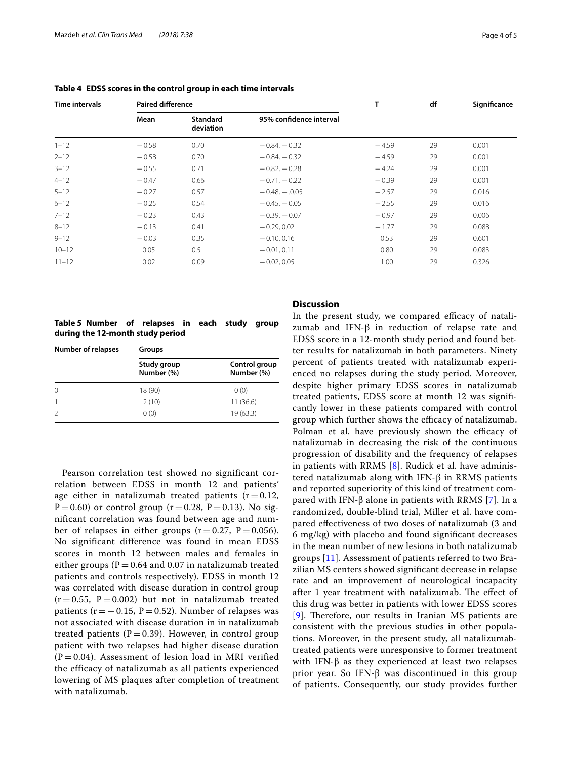**Table 4 EDSS scores in the control group in each time intervals**

| Time intervals | Paired difference | | | T | df | Significance |
|---|---|---|---|---|---|---|
| | Mean | Standard deviation | 95% confidence interval | | | |
| 1–12 | −0.58 | 0.70 | −0.84, −0.32 | −4.59 | 29 | 0.001 |
| 2–12 | −0.58 | 0.70 | −0.84, −0.32 | −4.59 | 29 | 0.001 |
| 3–12 | −0.55 | 0.71 | −0.82, −0.28 | −4.24 | 29 | 0.001 |
| 4–12 | −0.47 | 0.66 | −0.71, −0.22 | −0.39 | 29 | 0.001 |
| 5–12 | −0.27 | 0.57 | −0.48, −.0.05 | −2.57 | 29 | 0.016 |
| 6–12 | −0.25 | 0.54 | −0.45, −0.05 | −2.55 | 29 | 0.016 |
| 7–12 | −0.23 | 0.43 | −0.39, −0.07 | −0.97 | 29 | 0.006 |
| 8–12 | −0.13 | 0.41 | −0.29, 0.02 | −1.77 | 29 | 0.088 |
| 9–12 | −0.03 | 0.35 | −0.10, 0.16 | 0.53 | 29 | 0.601 |
| 10–12 | 0.05 | 0.5 | −0.01, 0.11 | 0.80 | 29 | 0.083 |
| 11–12 | 0.02 | 0.09 | −0.02, 0.05 | 1.00 | 29 | 0.326 |

**Table 5 Number of relapses in each study group during the 12-month study period**

| Number of relapses | Groups | |
|---|---|---|
| | Study group Number (%) | Control group Number (%) |
| 0 | 18 (90) | 0 (0) |
| 1 | 2 (10) | 11 (36.6) |
| 2 | 0 (0) | 19 (63.3) |

Pearson correlation test showed no significant correlation between EDSS in month 12 and patients' age either in natalizumab treated patients ($r = 0.12$, $P = 0.60$) or control group ($r = 0.28$, $P = 0.13$). No significant correlation was found between age and number of relapses in either groups ($r = 0.27$, $P = 0.056$). No significant difference was found in mean EDSS scores in month 12 between males and females in either groups ($P = 0.64$ and 0.07 in natalizumab treated patients and controls respectively). EDSS in month 12 was correlated with disease duration in control group ($r = 0.55$, $P = 0.002$) but not in natalizumab treated patients ($r = -0.15$, $P = 0.52$). Number of relapses was not associated with disease duration in in natalizumab treated patients ($P = 0.39$). However, in control group patient with two relapses had higher disease duration ($P = 0.04$). Assessment of lesion load in MRI verified the efficacy of natalizumab as all patients experienced lowering of MS plaques after completion of treatment with natalizumab.

## Discussion

In the present study, we compared efficacy of natalizumab and IFN-β in reduction of relapse rate and EDSS score in a 12-month study period and found better results for natalizumab in both parameters. Ninety percent of patients treated with natalizumab experienced no relapses during the study period. Moreover, despite higher primary EDSS scores in natalizumab treated patients, EDSS score at month 12 was significantly lower in these patients compared with control group which further shows the efficacy of natalizumab. Polman et al. have previously shown the efficacy of natalizumab in decreasing the risk of the continuous progression of disability and the frequency of relapses in patients with RRMS [8]. Rudick et al. have administered natalizumab along with IFN-β in RRMS patients and reported superiority of this kind of treatment compared with IFN-β alone in patients with RRMS [7]. In a randomized, double-blind trial, Miller et al. have compared effectiveness of two doses of natalizumab (3 and 6 mg/kg) with placebo and found significant decreases in the mean number of new lesions in both natalizumab groups [11]. Assessment of patients referred to two Brazilian MS centers showed significant decrease in relapse rate and an improvement of neurological incapacity after 1 year treatment with natalizumab. The effect of this drug was better in patients with lower EDSS scores [9]. Therefore, our results in Iranian MS patients are consistent with the previous studies in other populations. Moreover, in the present study, all natalizumab-treated patients were unresponsive to former treatment with IFN-β as they experienced at least two relapses prior year. So IFN-β was discontinued in this group of patients. Consequently, our study provides further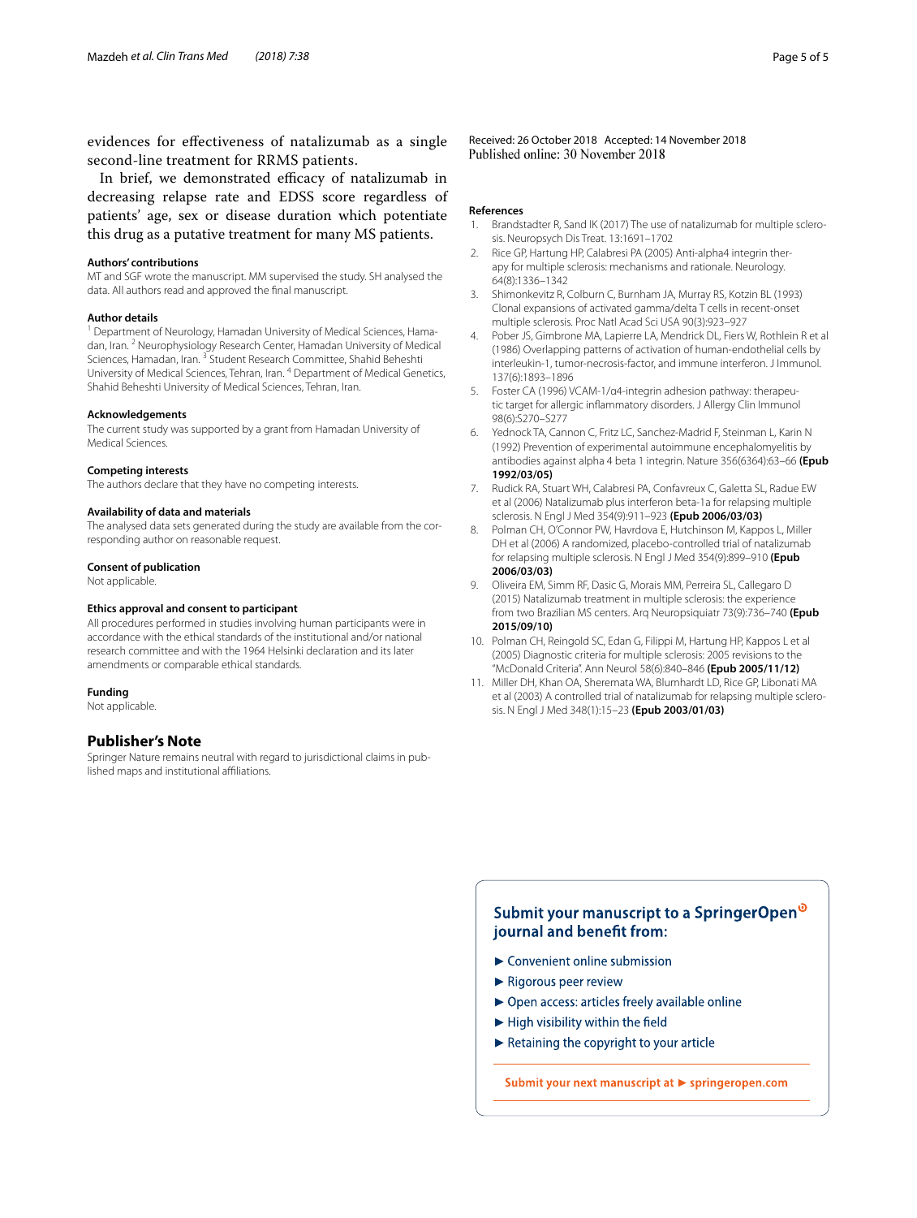evidences for effectiveness of natalizumab as a single second-line treatment for RRMS patients.

In brief, we demonstrated efficacy of natalizumab in decreasing relapse rate and EDSS score regardless of patients' age, sex or disease duration which potentiate this drug as a putative treatment for many MS patients.

### Authors' contributions

MT and SGF wrote the manuscript. MM supervised the study. SH analysed the data. All authors read and approved the final manuscript.

### Author details

[1] Department of Neurology, Hamadan University of Medical Sciences, Hamadan, Iran. [2] Neurophysiology Research Center, Hamadan University of Medical Sciences, Hamadan, Iran. [3] Student Research Committee, Shahid Beheshti University of Medical Sciences, Tehran, Iran. [4] Department of Medical Genetics, Shahid Beheshti University of Medical Sciences, Tehran, Iran.

### Acknowledgements

The current study was supported by a grant from Hamadan University of Medical Sciences.

### Competing interests

The authors declare that they have no competing interests.

### Availability of data and materials

The analysed data sets generated during the study are available from the corresponding author on reasonable request.

### Consent of publication

Not applicable.

### Ethics approval and consent to participant

All procedures performed in studies involving human participants were in accordance with the ethical standards of the institutional and/or national research committee and with the 1964 Helsinki declaration and its later amendments or comparable ethical standards.

### Funding

Not applicable.

## Publisher's Note

Springer Nature remains neutral with regard to jurisdictional claims in published maps and institutional affiliations.

Received: 26 October 2018 Accepted: 14 November 2018
Published online: 30 November 2018

### References

1. Brandstadter R, Sand IK (2017) The use of natalizumab for multiple sclerosis. Neuropsych Dis Treat. 13:1691–1702
2. Rice GP, Hartung HP, Calabresi PA (2005) Anti-alpha4 integrin therapy for multiple sclerosis: mechanisms and rationale. Neurology. 64(8):1336–1342
3. Shimonkevitz R, Colburn C, Burnham JA, Murray RS, Kotzin BL (1993) Clonal expansions of activated gamma/delta T cells in recent-onset multiple sclerosis. Proc Natl Acad Sci USA 90(3):923–927
4. Pober JS, Gimbrone MA, Lapierre LA, Mendrick DL, Fiers W, Rothlein R et al (1986) Overlapping patterns of activation of human-endothelial cells by interleukin-1, tumor-necrosis-factor, and immune interferon. J Immunol. 137(6):1893–1896
5. Foster CA (1996) VCAM-1/α4-integrin adhesion pathway: therapeutic target for allergic inflammatory disorders. J Allergy Clin Immunol 98(6):S270–S277
6. Yednock TA, Cannon C, Fritz LC, Sanchez-Madrid F, Steinman L, Karin N (1992) Prevention of experimental autoimmune encephalomyelitis by antibodies against alpha 4 beta 1 integrin. Nature 356(6364):63–66 **(Epub 1992/03/05)**
7. Rudick RA, Stuart WH, Calabresi PA, Confavreux C, Galetta SL, Radue EW et al (2006) Natalizumab plus interferon beta-1a for relapsing multiple sclerosis. N Engl J Med 354(9):911–923 **(Epub 2006/03/03)**
8. Polman CH, O'Connor PW, Havrdova E, Hutchinson M, Kappos L, Miller DH et al (2006) A randomized, placebo-controlled trial of natalizumab for relapsing multiple sclerosis. N Engl J Med 354(9):899–910 **(Epub 2006/03/03)**
9. Oliveira EM, Simm RF, Dasic G, Morais MM, Perreira SL, Callegaro D (2015) Natalizumab treatment in multiple sclerosis: the experience from two Brazilian MS centers. Arq Neuropsiquiatr 73(9):736–740 **(Epub 2015/09/10)**
10. Polman CH, Reingold SC, Edan G, Filippi M, Hartung HP, Kappos L et al (2005) Diagnostic criteria for multiple sclerosis: 2005 revisions to the "McDonald Criteria". Ann Neurol 58(6):840–846 **(Epub 2005/11/12)**
11. Miller DH, Khan OA, Sheremata WA, Blumhardt LD, Rice GP, Libonati MA et al (2003) A controlled trial of natalizumab for relapsing multiple sclerosis. N Engl J Med 348(1):15–23 **(Epub 2003/01/03)**